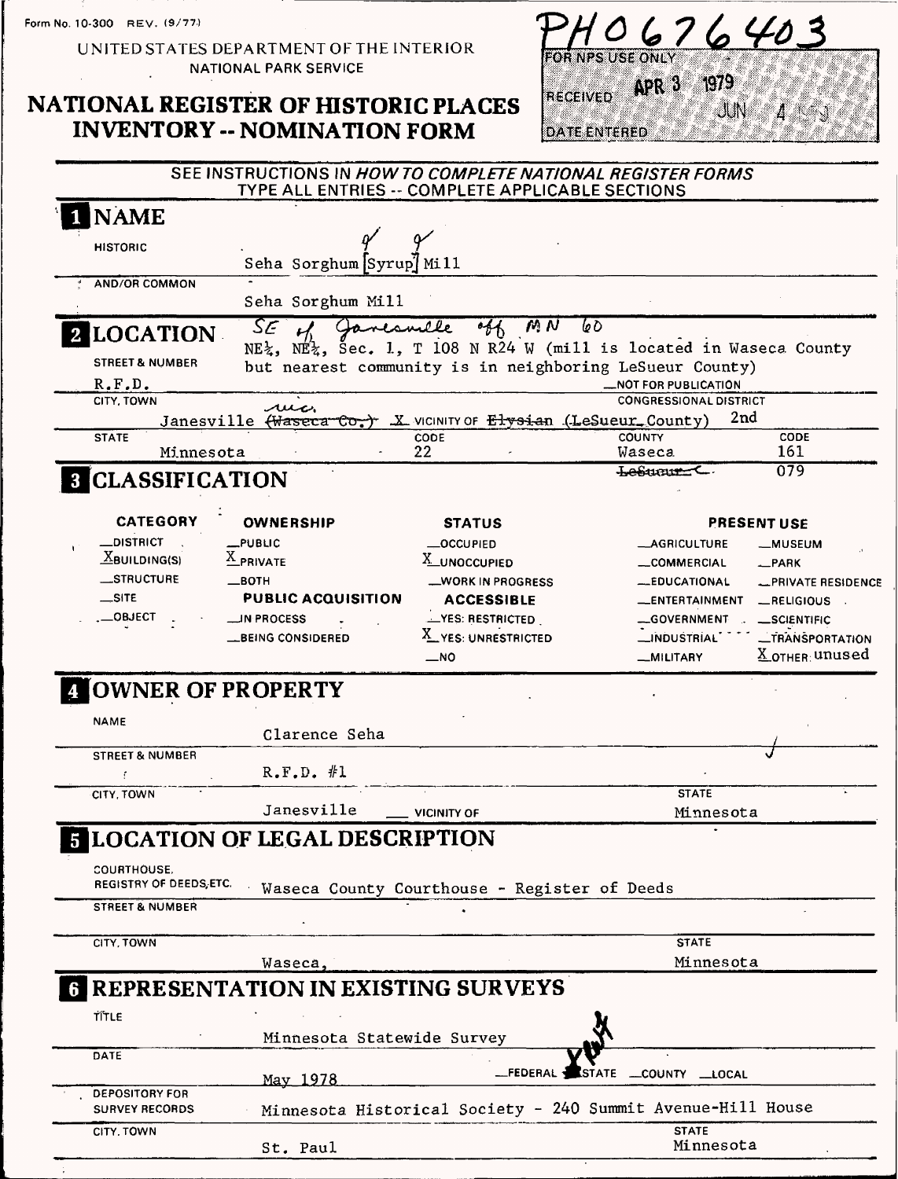Form No. 10-300 REV. (9/77)

UNITED STATES DEPARTMENT OF THE INTERIOR
NATIONAL PARK SERVICE

# NATIONAL REGISTER OF HISTORIC PLACES INVENTORY -- NOMINATION FORM

PH0676403

FOR NPS USE ONLY
RECEIVED APR 3 1979
DATE ENTERED JUN 4

SEE INSTRUCTIONS IN *HOW TO COMPLETE NATIONAL REGISTER FORMS*
TYPE ALL ENTRIES -- COMPLETE APPLICABLE SECTIONS

## 1 NAME

HISTORIC: Seha Sorghum [Syrup] Mill

AND/OR COMMON: Seha Sorghum Mill

## 2 LOCATION

STREET & NUMBER: SE of Janesville off MN 60
NE¼, NE¼, Sec. 1, T 108 N R24 W (mill is located in Waseca County but nearest community is in neighboring LeSueur County)
R.F.D. — NOT FOR PUBLICATION

CITY, TOWN: Janesville ~~(Waseca Co.)~~ vic. X VICINITY OF ~~Elysian~~ (LeSueur County)

CONGRESSIONAL DISTRICT: 2nd

STATE: Minnesota CODE: 22 COUNTY: Waseca CODE: 161
~~LeSueur~~ 079

## 3 CLASSIFICATION

| CATEGORY | OWNERSHIP | STATUS | PRESENT USE | |
|---|---|---|---|---|
| __DISTRICT | __PUBLIC | __OCCUPIED | __AGRICULTURE | __MUSEUM |
| X BUILDING(S) | X PRIVATE | X UNOCCUPIED | __COMMERCIAL | __PARK |
| __STRUCTURE | __BOTH | __WORK IN PROGRESS | __EDUCATIONAL | __PRIVATE RESIDENCE |
| __SITE | **PUBLIC ACQUISITION** | **ACCESSIBLE** | __ENTERTAINMENT | __RELIGIOUS |
| __OBJECT | __IN PROCESS | __YES: RESTRICTED | __GOVERNMENT | __SCIENTIFIC |
| | __BEING CONSIDERED | X YES: UNRESTRICTED | __INDUSTRIAL | __TRANSPORTATION |
| | | __NO | __MILITARY | X OTHER: unused |

## 4 OWNER OF PROPERTY

NAME: Clarence Seha

STREET & NUMBER: R.F.D. #1

CITY, TOWN: Janesville ___ VICINITY OF STATE: Minnesota

## 5 LOCATION OF LEGAL DESCRIPTION

COURTHOUSE, REGISTRY OF DEEDS, ETC.: Waseca County Courthouse - Register of Deeds

STREET & NUMBER:

CITY, TOWN: Waseca, STATE: Minnesota

## 6 REPRESENTATION IN EXISTING SURVEYS

TITLE: Minnesota Statewide Survey

DATE: May 1978 __FEDERAL X STATE __COUNTY __LOCAL

DEPOSITORY FOR SURVEY RECORDS: Minnesota Historical Society - 240 Summit Avenue-Hill House

CITY, TOWN: St. Paul STATE: Minnesota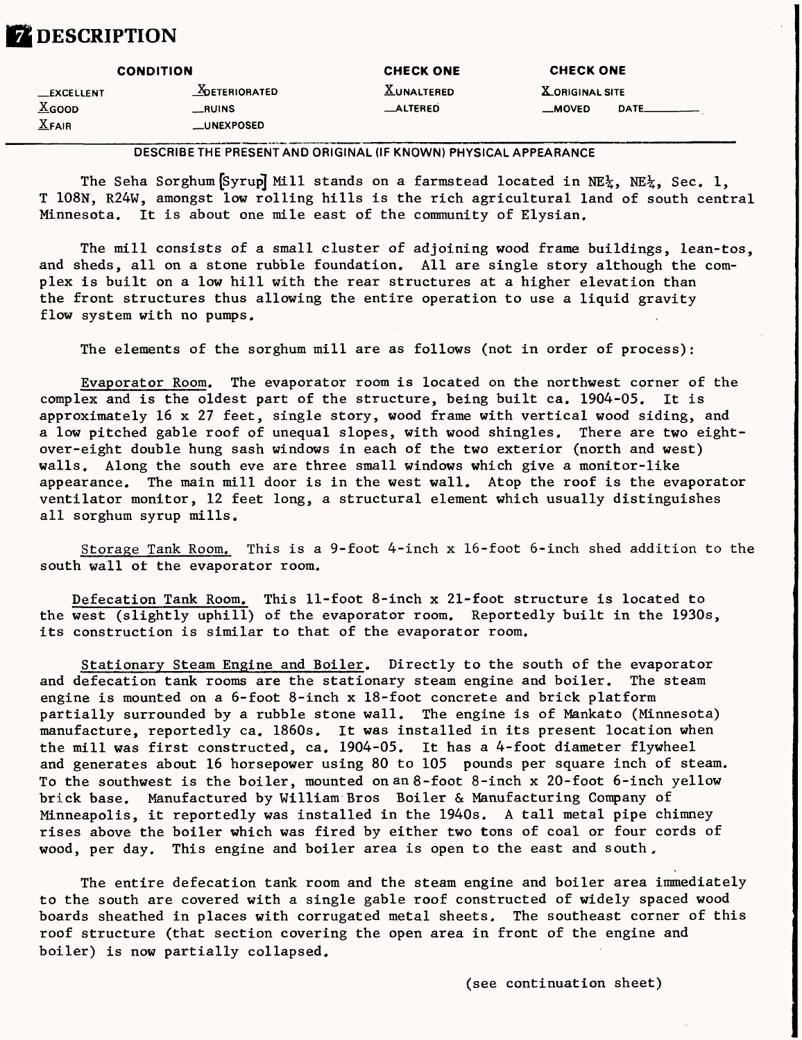# 7 DESCRIPTION

| CONDITION | | CHECK ONE | CHECK ONE |
|---|---|---|---|
| __EXCELLENT | X DETERIORATED | X UNALTERED | X ORIGINAL SITE |
| X GOOD | __RUINS | __ALTERED | __MOVED DATE______ |
| X FAIR | __UNEXPOSED | | |

DESCRIBE THE PRESENT AND ORIGINAL (IF KNOWN) PHYSICAL APPEARANCE

The Seha Sorghum [Syrup] Mill stands on a farmstead located in NE¼, NE¼, Sec. 1, T 108N, R24W, amongst low rolling hills is the rich agricultural land of south central Minnesota. It is about one mile east of the community of Elysian.

The mill consists of a small cluster of adjoining wood frame buildings, lean-tos, and sheds, all on a stone rubble foundation. All are single story although the complex is built on a low hill with the rear structures at a higher elevation than the front structures thus allowing the entire operation to use a liquid gravity flow system with no pumps.

The elements of the sorghum mill are as follows (not in order of process):

Evaporator Room. The evaporator room is located on the northwest corner of the complex and is the oldest part of the structure, being built ca. 1904-05. It is approximately 16 x 27 feet, single story, wood frame with vertical wood siding, and a low pitched gable roof of unequal slopes, with wood shingles. There are two eight-over-eight double hung sash windows in each of the two exterior (north and west) walls. Along the south eve are three small windows which give a monitor-like appearance. The main mill door is in the west wall. Atop the roof is the evaporator ventilator monitor, 12 feet long, a structural element which usually distinguishes all sorghum syrup mills.

Storage Tank Room. This is a 9-foot 4-inch x 16-foot 6-inch shed addition to the south wall of the evaporator room.

Defecation Tank Room. This 11-foot 8-inch x 21-foot structure is located to the west (slightly uphill) of the evaporator room. Reportedly built in the 1930s, its construction is similar to that of the evaporator room.

Stationary Steam Engine and Boiler. Directly to the south of the evaporator and defecation tank rooms are the stationary steam engine and boiler. The steam engine is mounted on a 6-foot 8-inch x 18-foot concrete and brick platform partially surrounded by a rubble stone wall. The engine is of Mankato (Minnesota) manufacture, reportedly ca. 1860s. It was installed in its present location when the mill was first constructed, ca. 1904-05. It has a 4-foot diameter flywheel and generates about 16 horsepower using 80 to 105 pounds per square inch of steam. To the southwest is the boiler, mounted on an 8-foot 8-inch x 20-foot 6-inch yellow brick base. Manufactured by William Bros Boiler & Manufacturing Company of Minneapolis, it reportedly was installed in the 1940s. A tall metal pipe chimney rises above the boiler which was fired by either two tons of coal or four cords of wood, per day. This engine and boiler area is open to the east and south.

The entire defecation tank room and the steam engine and boiler area immediately to the south are covered with a single gable roof constructed of widely spaced wood boards sheathed in places with corrugated metal sheets. The southeast corner of this roof structure (that section covering the open area in front of the engine and boiler) is now partially collapsed.

(see continuation sheet)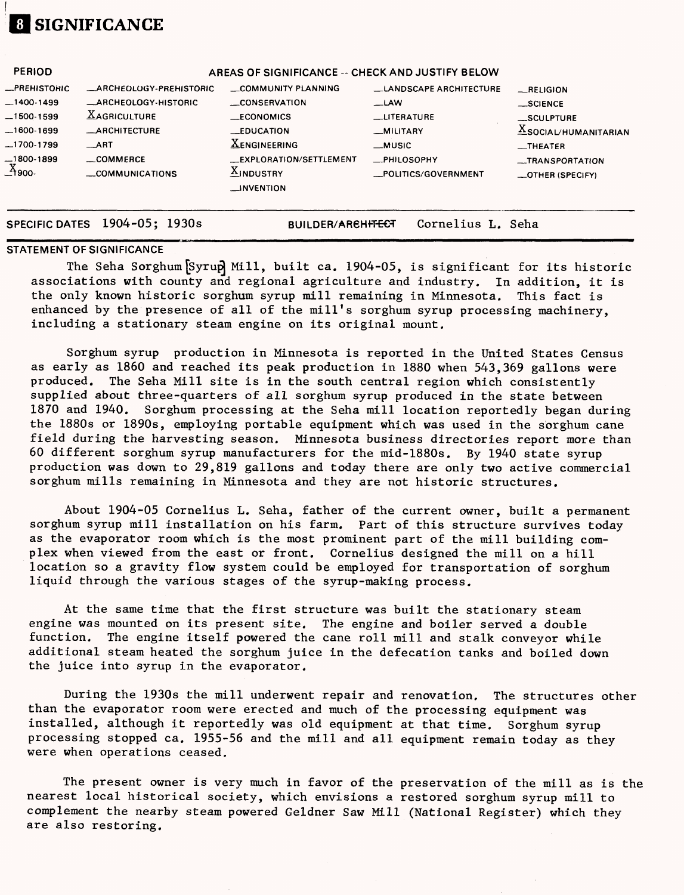# 8 SIGNIFICANCE

| PERIOD | AREAS OF SIGNIFICANCE -- CHECK AND JUSTIFY BELOW | | | |
|---|---|---|---|---|
| _PREHISTORIC | _ARCHEOLOGY-PREHISTORIC | _COMMUNITY PLANNING | _LANDSCAPE ARCHITECTURE | _RELIGION |
| _1400-1499 | _ARCHEOLOGY-HISTORIC | _CONSERVATION | _LAW | _SCIENCE |
| _1500-1599 | X AGRICULTURE | _ECONOMICS | _LITERATURE | _SCULPTURE |
| _1600-1699 | _ARCHITECTURE | _EDUCATION | _MILITARY | X SOCIAL/HUMANITARIAN |
| _1700-1799 | _ART | X ENGINEERING | _MUSIC | _THEATER |
| _1800-1899 | _COMMERCE | _EXPLORATION/SETTLEMENT | _PHILOSOPHY | _TRANSPORTATION |
| X 1900- | _COMMUNICATIONS | X INDUSTRY | _POLITICS/GOVERNMENT | _OTHER (SPECIFY) |
| | | _INVENTION | | |

SPECIFIC DATES 1904-05; 1930s BUILDER/~~ARCHITECT~~ Cornelius L. Seha

STATEMENT OF SIGNIFICANCE

The Seha Sorghum [Syrup] Mill, built ca. 1904-05, is significant for its historic associations with county and regional agriculture and industry. In addition, it is the only known historic sorghum syrup mill remaining in Minnesota. This fact is enhanced by the presence of all of the mill's sorghum syrup processing machinery, including a stationary steam engine on its original mount.

Sorghum syrup production in Minnesota is reported in the United States Census as early as 1860 and reached its peak production in 1880 when 543,369 gallons were produced. The Seha Mill site is in the south central region which consistently supplied about three-quarters of all sorghum syrup produced in the state between 1870 and 1940. Sorghum processing at the Seha mill location reportedly began during the 1880s or 1890s, employing portable equipment which was used in the sorghum cane field during the harvesting season. Minnesota business directories report more than 60 different sorghum syrup manufacturers for the mid-1880s. By 1940 state syrup production was down to 29,819 gallons and today there are only two active commercial sorghum mills remaining in Minnesota and they are not historic structures.

About 1904-05 Cornelius L. Seha, father of the current owner, built a permanent sorghum syrup mill installation on his farm. Part of this structure survives today as the evaporator room which is the most prominent part of the mill building complex when viewed from the east or front. Cornelius designed the mill on a hill location so a gravity flow system could be employed for transportation of sorghum liquid through the various stages of the syrup-making process.

At the same time that the first structure was built the stationary steam engine was mounted on its present site. The engine and boiler served a double function. The engine itself powered the cane roll mill and stalk conveyor while additional steam heated the sorghum juice in the defecation tanks and boiled down the juice into syrup in the evaporator.

During the 1930s the mill underwent repair and renovation. The structures other than the evaporator room were erected and much of the processing equipment was installed, although it reportedly was old equipment at that time. Sorghum syrup processing stopped ca. 1955-56 and the mill and all equipment remain today as they were when operations ceased.

The present owner is very much in favor of the preservation of the mill as is the nearest local historical society, which envisions a restored sorghum syrup mill to complement the nearby steam powered Geldner Saw Mill (National Register) which they are also restoring.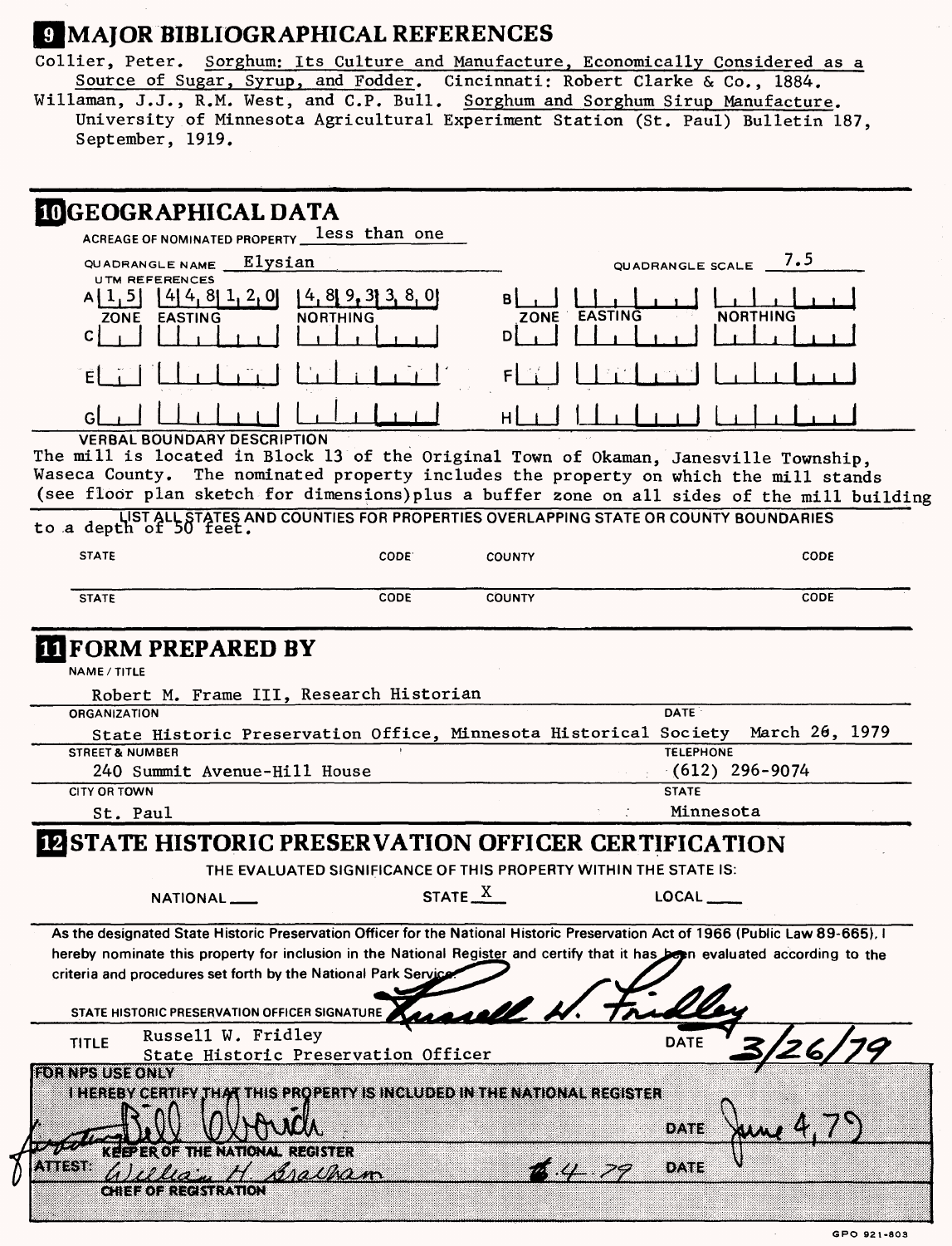## 9 MAJOR BIBLIOGRAPHICAL REFERENCES

Collier, Peter. Sorghum: Its Culture and Manufacture, Economically Considered as a Source of Sugar, Syrup, and Fodder. Cincinnati: Robert Clarke & Co., 1884.

Willaman, J.J., R.M. West, and C.P. Bull. Sorghum and Sorghum Sirup Manufacture. University of Minnesota Agricultural Experiment Station (St. Paul) Bulletin 187, September, 1919.

## 10 GEOGRAPHICAL DATA

ACREAGE OF NOMINATED PROPERTY less than one

QUADRANGLE NAME Elysian QUADRANGLE SCALE 7.5

UTM REFERENCES

| | ZONE | EASTING | NORTHING | | ZONE | EASTING | NORTHING |
|---|---|---|---|---|---|---|---|
| A | 1,5 | 4 4, 8 1, 2, 0 | 4, 8 9, 3 3, 8, 0 | B | | | |
| C | | | | D | | | |
| E | | | | F | | | |
| G | | | | H | | | |

VERBAL BOUNDARY DESCRIPTION

The mill is located in Block 13 of the Original Town of Okaman, Janesville Township, Waseca County. The nominated property includes the property on which the mill stands (see floor plan sketch for dimensions) plus a buffer zone on all sides of the mill building to a depth of 50 feet.

LIST ALL STATES AND COUNTIES FOR PROPERTIES OVERLAPPING STATE OR COUNTY BOUNDARIES

| STATE | CODE | COUNTY | CODE |
|---|---|---|---|
| STATE | CODE | COUNTY | CODE |

## 11 FORM PREPARED BY

NAME / TITLE
Robert M. Frame III, Research Historian

ORGANIZATION
State Historic Preservation Office, Minnesota Historical Society

DATE
March 26, 1979

STREET & NUMBER
240 Summit Avenue-Hill House

TELEPHONE
(612) 296-9074

CITY OR TOWN
St. Paul

STATE
Minnesota

## 12 STATE HISTORIC PRESERVATION OFFICER CERTIFICATION

THE EVALUATED SIGNIFICANCE OF THIS PROPERTY WITHIN THE STATE IS:

NATIONAL ___ STATE X LOCAL ___

As the designated State Historic Preservation Officer for the National Historic Preservation Act of 1966 (Public Law 89-665), I hereby nominate this property for inclusion in the National Register and certify that it has been evaluated according to the criteria and procedures set forth by the National Park Service.

STATE HISTORIC PRESERVATION OFFICER SIGNATURE Russell W. Fridley

TITLE Russell W. Fridley
State Historic Preservation Officer

DATE 3/26/79

FOR NPS USE ONLY

I HEREBY CERTIFY THAT THIS PROPERTY IS INCLUDED IN THE NATIONAL REGISTER

Acting Bill Olbrich DATE June 4, 79

KEEPER OF THE NATIONAL REGISTER

ATTEST: William H. Bradham 6-4-79 DATE

CHIEF OF REGISTRATION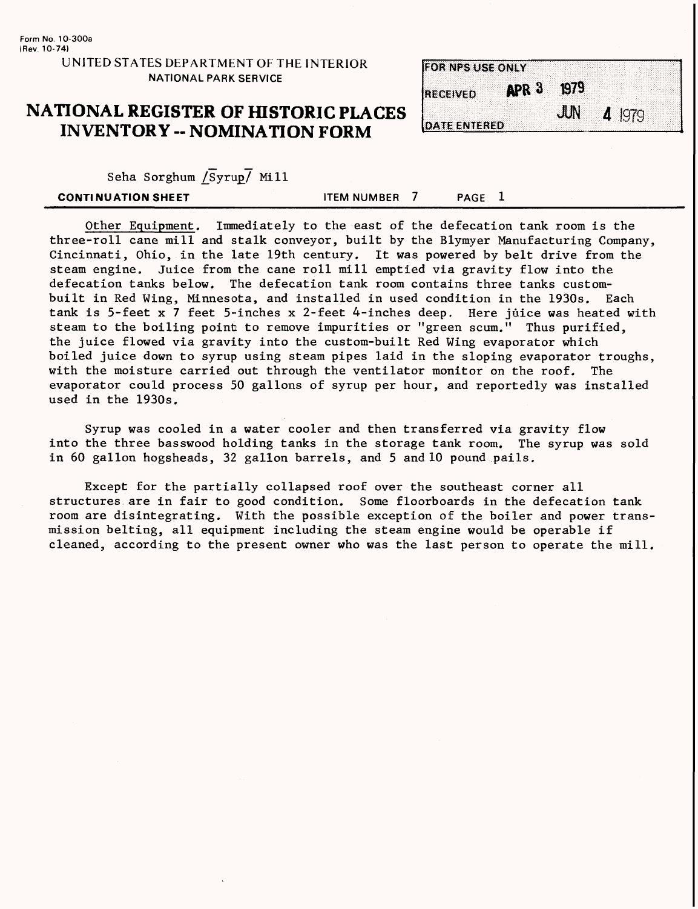Form No. 10-300a
(Rev. 10-74)

UNITED STATES DEPARTMENT OF THE INTERIOR
NATIONAL PARK SERVICE

# NATIONAL REGISTER OF HISTORIC PLACES INVENTORY -- NOMINATION FORM

| FOR NPS USE ONLY | |
|---|---|
| RECEIVED | APR 3 1979 |
| DATE ENTERED | JUN 4 1979 |

Seha Sorghum /Syrup/ Mill

**CONTINUATION SHEET** ITEM NUMBER 7 PAGE 1

Other Equipment. Immediately to the east of the defecation tank room is the three-roll cane mill and stalk conveyor, built by the Blymyer Manufacturing Company, Cincinnati, Ohio, in the late 19th century. It was powered by belt drive from the steam engine. Juice from the cane roll mill emptied via gravity flow into the defecation tanks below. The defecation tank room contains three tanks custom-built in Red Wing, Minnesota, and installed in used condition in the 1930s. Each tank is 5-feet x 7 feet 5-inches x 2-feet 4-inches deep. Here juice was heated with steam to the boiling point to remove impurities or "green scum." Thus purified, the juice flowed via gravity into the custom-built Red Wing evaporator which boiled juice down to syrup using steam pipes laid in the sloping evaporator troughs, with the moisture carried out through the ventilator monitor on the roof. The evaporator could process 50 gallons of syrup per hour, and reportedly was installed used in the 1930s.

Syrup was cooled in a water cooler and then transferred via gravity flow into the three basswood holding tanks in the storage tank room. The syrup was sold in 60 gallon hogsheads, 32 gallon barrels, and 5 and 10 pound pails.

Except for the partially collapsed roof over the southeast corner all structures are in fair to good condition. Some floorboards in the defecation tank room are disintegrating. With the possible exception of the boiler and power transmission belting, all equipment including the steam engine would be operable if cleaned, according to the present owner who was the last person to operate the mill.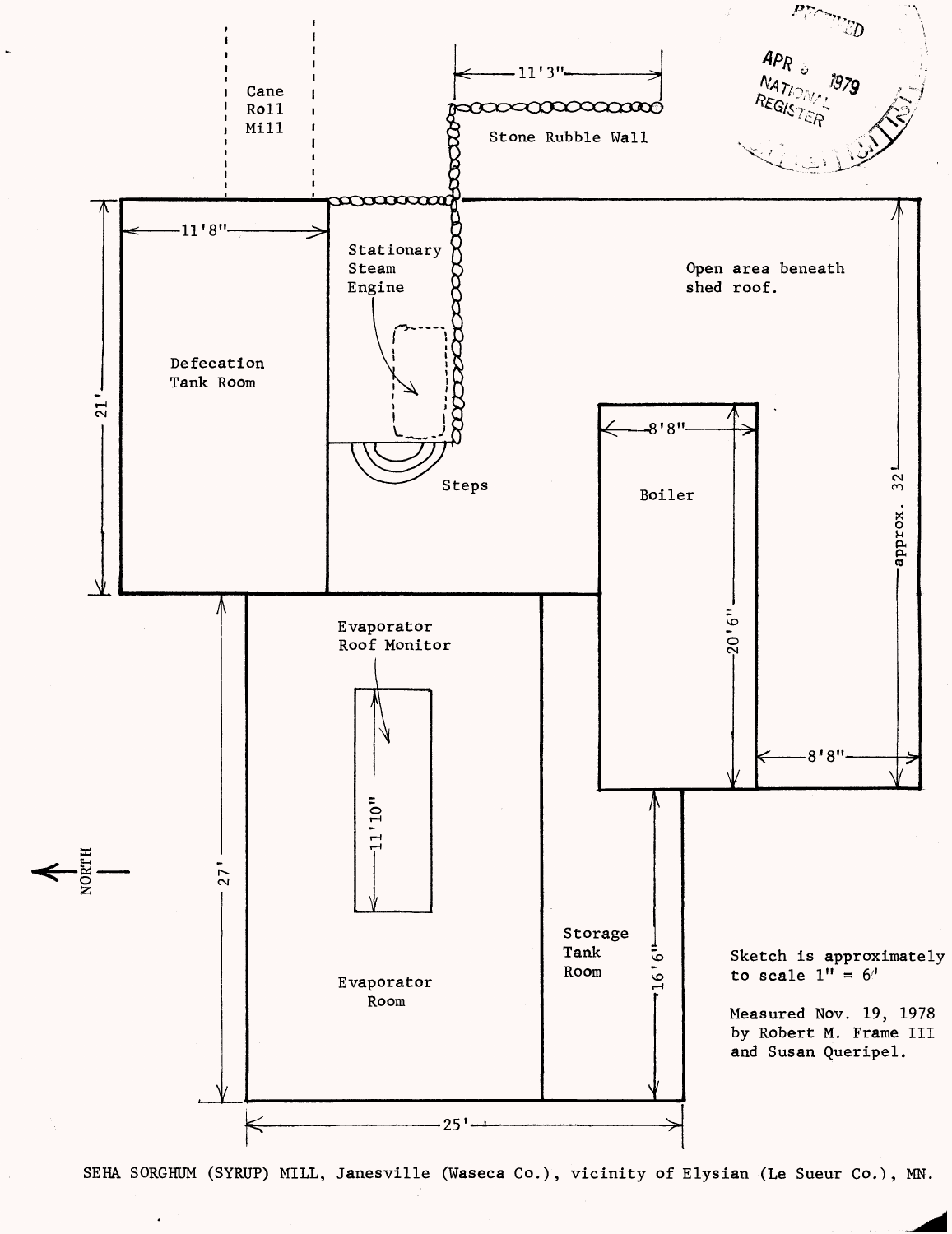Cane Roll Mill

11'3"

Stone Rubble Wall

11'8"

Stationary Steam Engine

Open area beneath shed roof.

Defecation Tank Room

21'

Steps

8'8"

Boiler

20'6"

approx. 32'

8'8"

Evaporator Roof Monitor

11'10"

27'

NORTH

Storage Tank Room

16'6"

Evaporator Room

25'

Sketch is approximately to scale 1" = 6'

Measured Nov. 19, 1978 by Robert M. Frame III and Susan Queripel.

SEHA SORGHUM (SYRUP) MILL, Janesville (Waseca Co.), vicinity of Elysian (Le Sueur Co.), MN.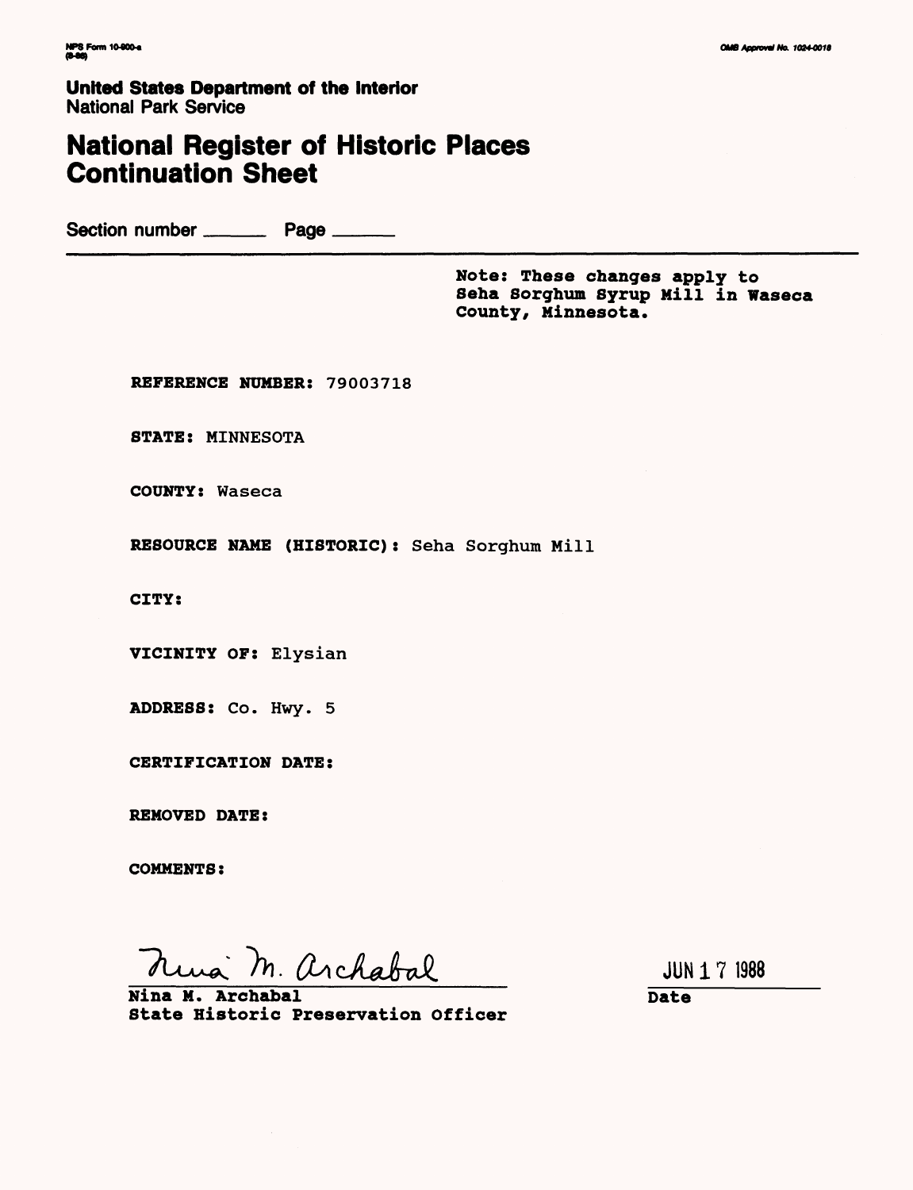NPS Form 10-900-a
(8-86)

OMB Approval No. 1024-0018

**United States Department of the Interior**
National Park Service

# National Register of Historic Places Continuation Sheet

Section number ______ Page ______

**Note: These changes apply to Seha Sorghum Syrup Mill in Waseca County, Minnesota.**

**REFERENCE NUMBER:** 79003718

**STATE:** MINNESOTA

**COUNTY:** Waseca

**RESOURCE NAME (HISTORIC):** Seha Sorghum Mill

**CITY:**

**VICINITY OF:** Elysian

**ADDRESS:** Co. Hwy. 5

**CERTIFICATION DATE:**

**REMOVED DATE:**

**COMMENTS:**

Nina M. Archabal

**Nina M. Archabal**
**State Historic Preservation Officer**

JUN 17 1988
**Date**